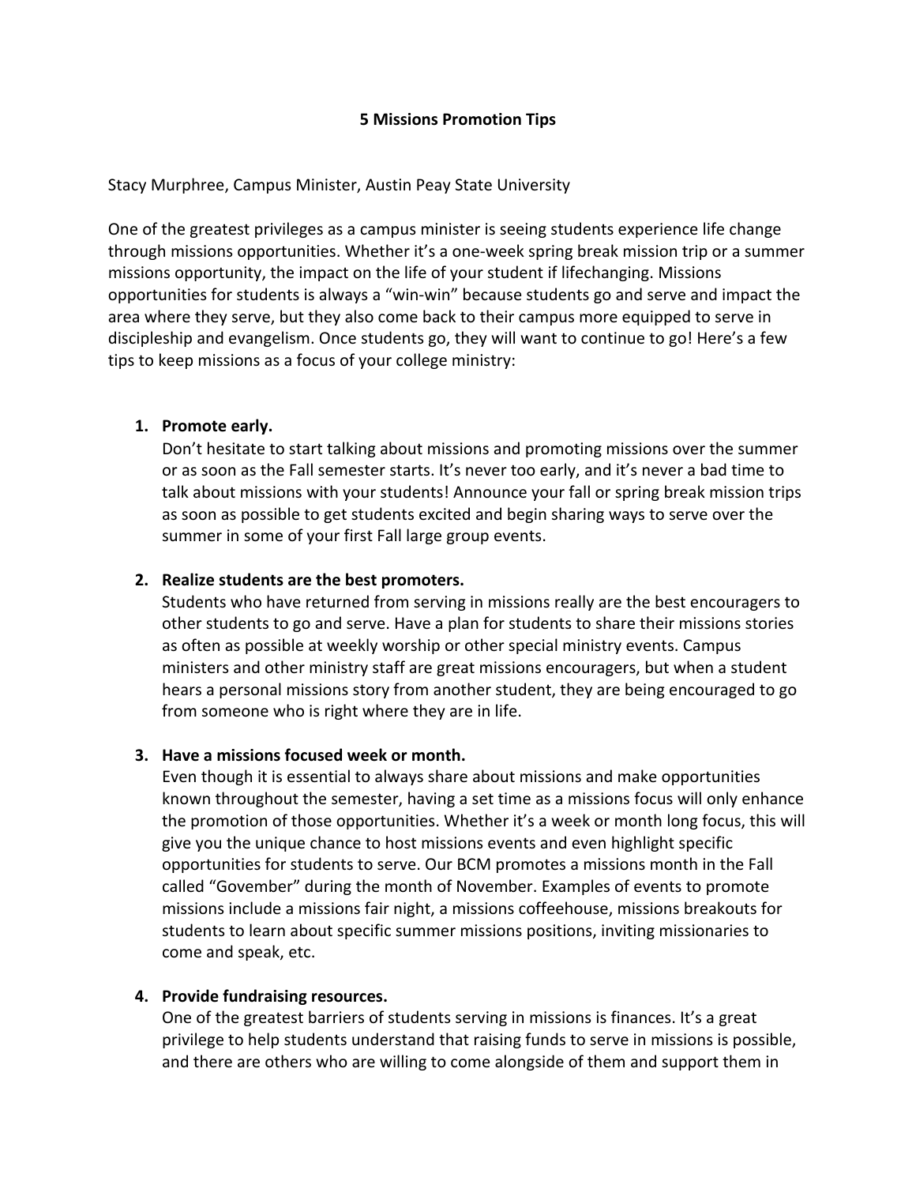# 5 Missions Promotion Tips

Stacy Murphree, Campus Minister, Austin Peay State University

One of the greatest privileges as a campus minister is seeing students experience life change through missions opportunities. Whether it's a one-week spring break mission trip or a summer missions opportunity, the impact on the life of your student if lifechanging. Missions opportunities for students is always a "win-win" because students go and serve and impact the area where they serve, but they also come back to their campus more equipped to serve in discipleship and evangelism. Once students go, they will want to continue to go! Here's a few tips to keep missions as a focus of your college ministry:

1. **Promote early.**
   Don't hesitate to start talking about missions and promoting missions over the summer or as soon as the Fall semester starts. It's never too early, and it's never a bad time to talk about missions with your students! Announce your fall or spring break mission trips as soon as possible to get students excited and begin sharing ways to serve over the summer in some of your first Fall large group events.

2. **Realize students are the best promoters.**
   Students who have returned from serving in missions really are the best encouragers to other students to go and serve. Have a plan for students to share their missions stories as often as possible at weekly worship or other special ministry events. Campus ministers and other ministry staff are great missions encouragers, but when a student hears a personal missions story from another student, they are being encouraged to go from someone who is right where they are in life.

3. **Have a missions focused week or month.**
   Even though it is essential to always share about missions and make opportunities known throughout the semester, having a set time as a missions focus will only enhance the promotion of those opportunities. Whether it's a week or month long focus, this will give you the unique chance to host missions events and even highlight specific opportunities for students to serve. Our BCM promotes a missions month in the Fall called "Govember" during the month of November. Examples of events to promote missions include a missions fair night, a missions coffeehouse, missions breakouts for students to learn about specific summer missions positions, inviting missionaries to come and speak, etc.

4. **Provide fundraising resources.**
   One of the greatest barriers of students serving in missions is finances. It's a great privilege to help students understand that raising funds to serve in missions is possible, and there are others who are willing to come alongside of them and support them in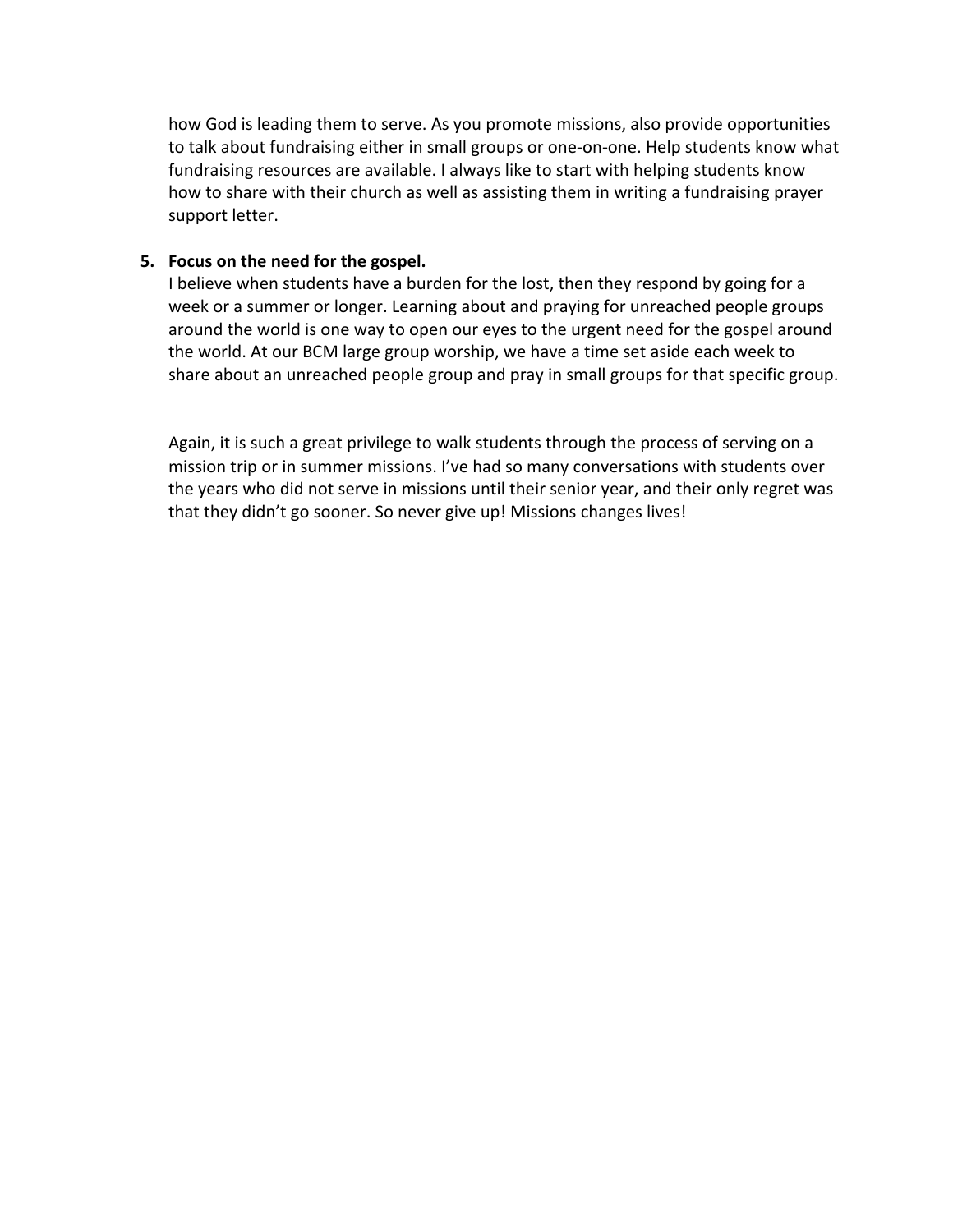how God is leading them to serve. As you promote missions, also provide opportunities to talk about fundraising either in small groups or one-on-one. Help students know what fundraising resources are available. I always like to start with helping students know how to share with their church as well as assisting them in writing a fundraising prayer support letter.

5. **Focus on the need for the gospel.**
   I believe when students have a burden for the lost, then they respond by going for a week or a summer or longer. Learning about and praying for unreached people groups around the world is one way to open our eyes to the urgent need for the gospel around the world. At our BCM large group worship, we have a time set aside each week to share about an unreached people group and pray in small groups for that specific group.

Again, it is such a great privilege to walk students through the process of serving on a mission trip or in summer missions. I've had so many conversations with students over the years who did not serve in missions until their senior year, and their only regret was that they didn't go sooner. So never give up! Missions changes lives!